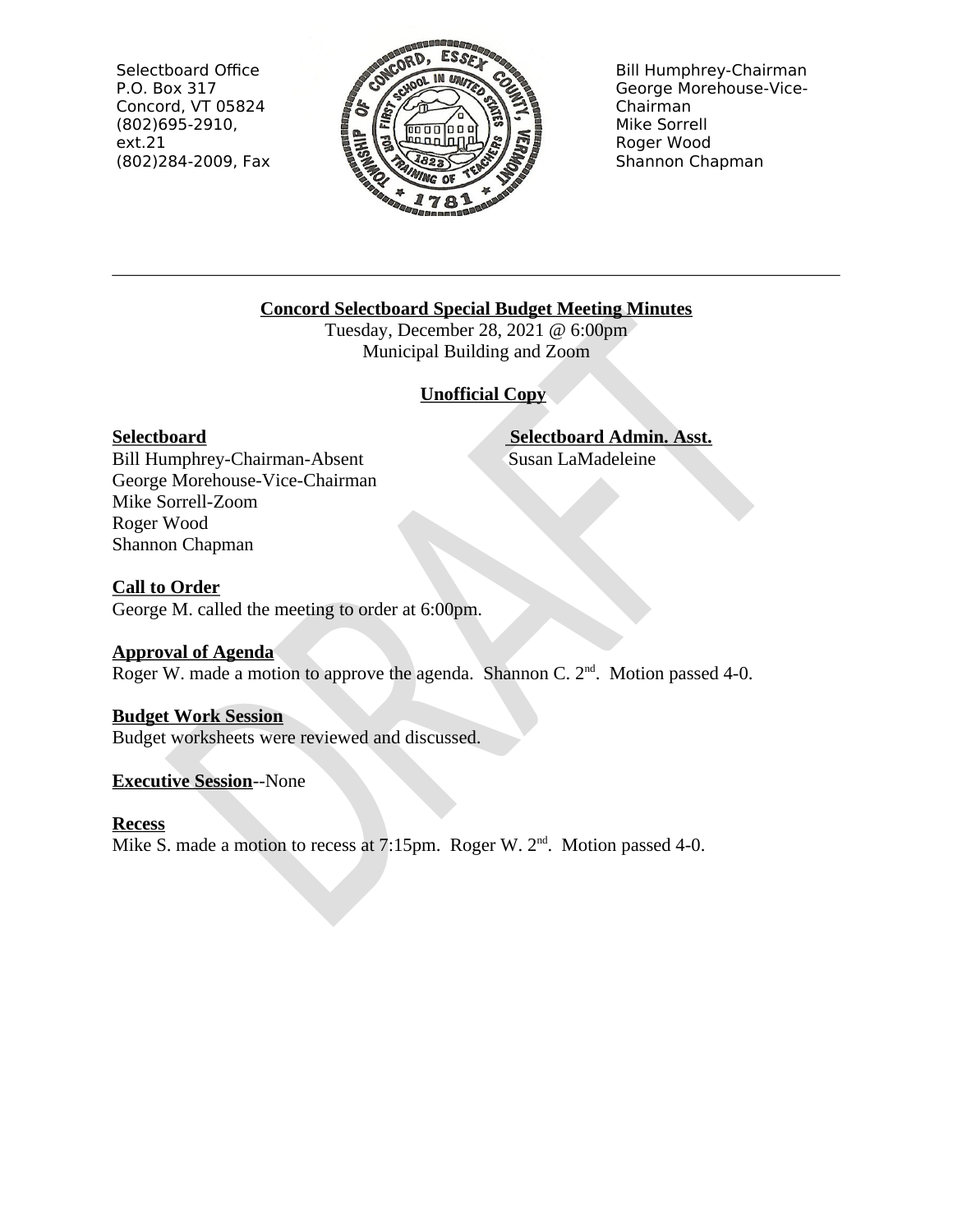Selectbboard Office
P.O. Box 317
Concord, VT 05824
(802)695-2910, ext.21
(802)284-2009, Fax

Bill Humphrey-Chairman
George Morehouse-Vice-Chairman
Mike Sorrell
Roger Wood
Shannon Chapman

---

**Concord Selectboard Special Budget Meeting Minutes**

Tuesday, December 28, 2021 @ 6:00pm
Municipal Building and Zoom

**Unofficial Copy**

**Selectboard**
Bill Humphrey-Chairman-Absent
George Morehouse-Vice-Chairman
Mike Sorrell-Zoom
Roger Wood
Shannon Chapman

**Selectboard Admin. Asst.**
Susan LaMadeleine

**Call to Order**
George M. called the meeting to order at 6:00pm.

**Approval of Agenda**
Roger W. made a motion to approve the agenda. Shannon C. 2nd. Motion passed 4-0.

**Budget Work Session**
Budget worksheets were reviewed and discussed.

**Executive Session**--None

**Recess**
Mike S. made a motion to recess at 7:15pm. Roger W. 2nd. Motion passed 4-0.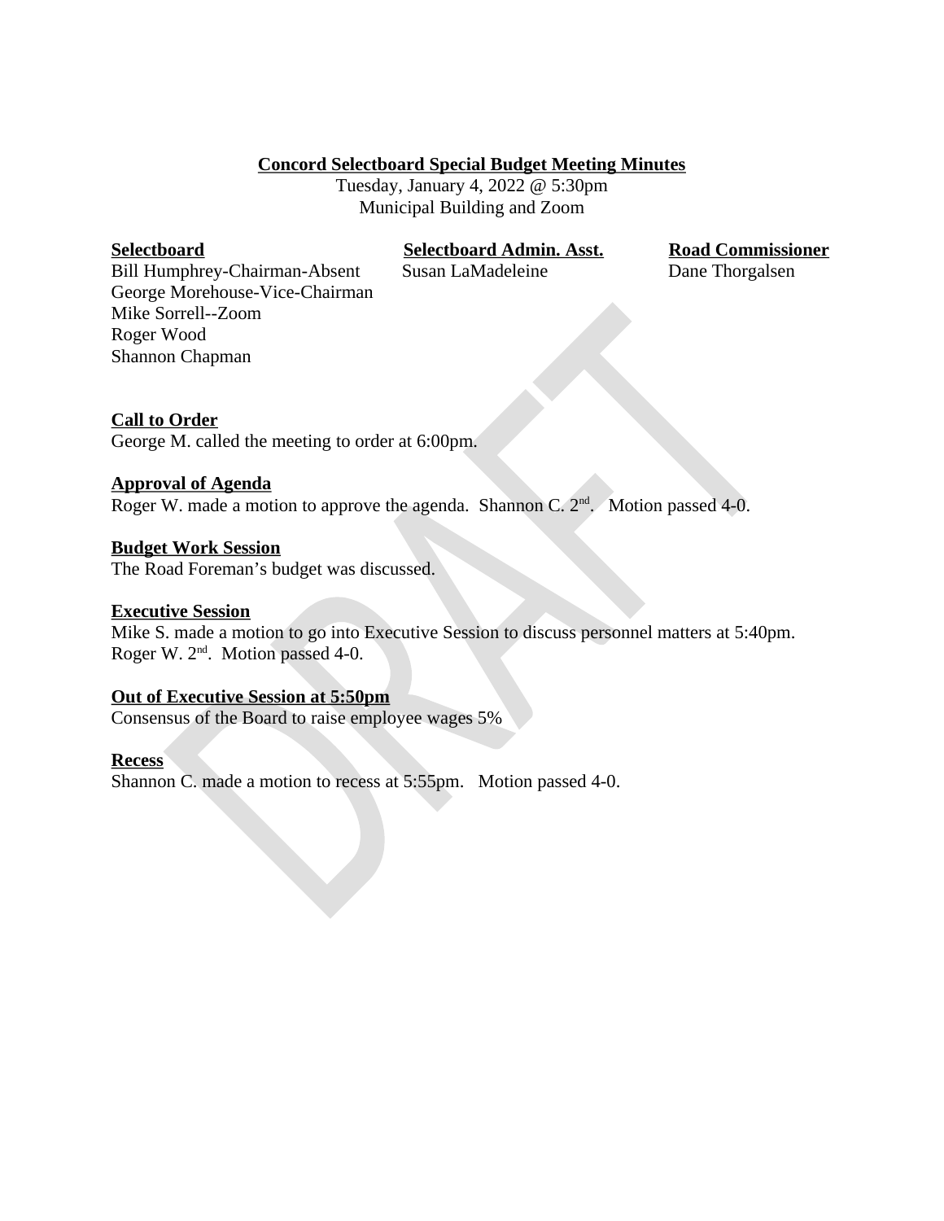**Concord Selectboard Special Budget Meeting Minutes**

Tuesday, January 4, 2022 @ 5:30pm
Municipal Building and Zoom

| **Selectboard** | **Selectboard Admin. Asst.** | **Road Commissioner** |
|---|---|---|
| Bill Humphrey-Chairman-Absent | Susan LaMadeleine | Dane Thorgalsen |
| George Morehouse-Vice-Chairman | | |
| Mike Sorrell--Zoom | | |
| Roger Wood | | |
| Shannon Chapman | | |

**Call to Order**
George M. called the meeting to order at 6:00pm.

**Approval of Agenda**
Roger W. made a motion to approve the agenda. Shannon C. 2nd. Motion passed 4-0.

**Budget Work Session**
The Road Foreman's budget was discussed.

**Executive Session**
Mike S. made a motion to go into Executive Session to discuss personnel matters at 5:40pm. Roger W. 2nd. Motion passed 4-0.

**Out of Executive Session at 5:50pm**
Consensus of the Board to raise employee wages 5%

**Recess**
Shannon C. made a motion to recess at 5:55pm. Motion passed 4-0.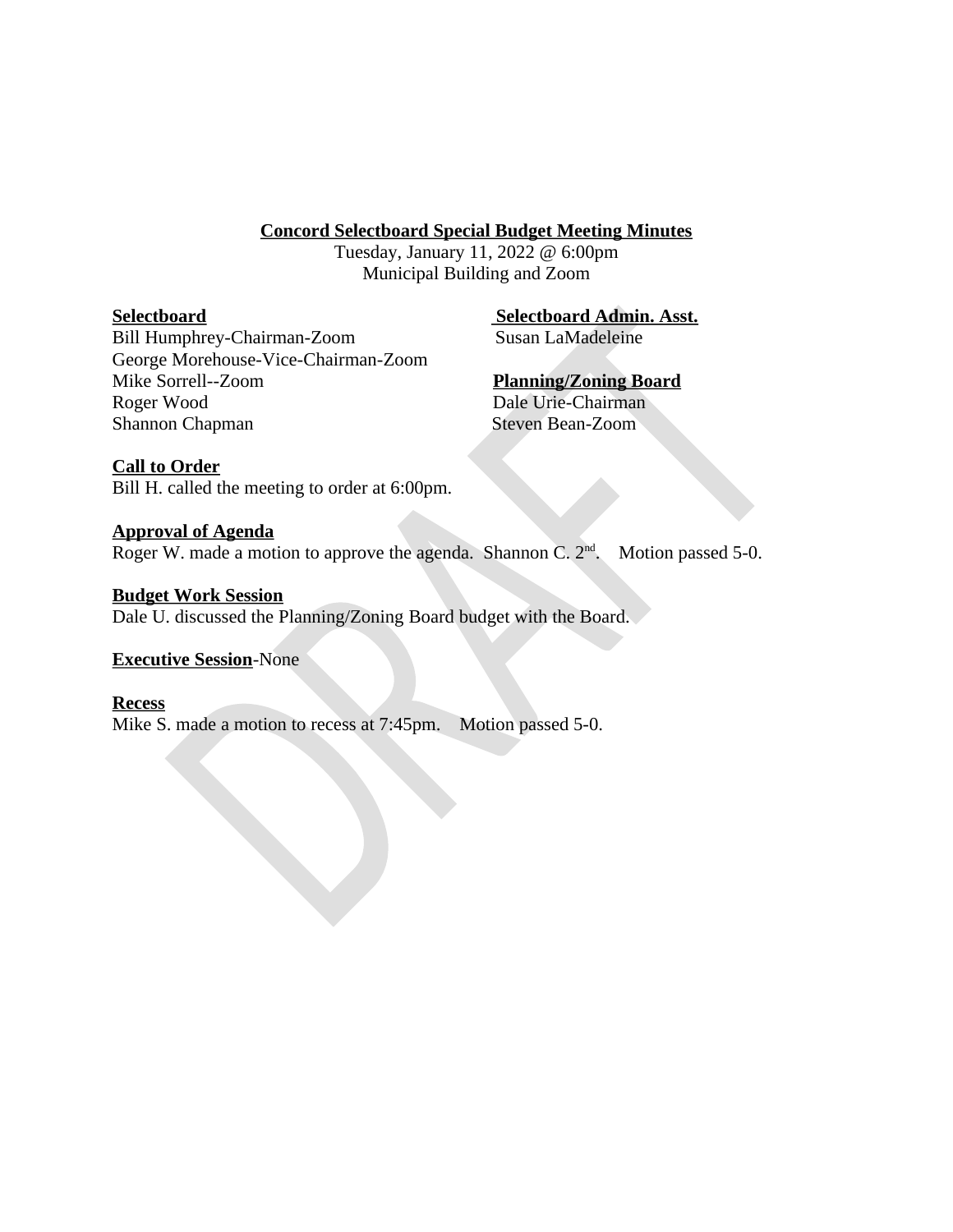**Concord Selectboard Special Budget Meeting Minutes**

Tuesday, January 11, 2022 @ 6:00pm
Municipal Building and Zoom

**Selectboard**
Bill Humphrey-Chairman-Zoom
George Morehouse-Vice-Chairman-Zoom
Mike Sorrell--Zoom
Roger Wood
Shannon Chapman

**Selectboard Admin. Asst.**
Susan LaMadeleine

**Planning/Zoning Board**
Dale Urie-Chairman
Steven Bean-Zoom

**Call to Order**
Bill H. called the meeting to order at 6:00pm.

**Approval of Agenda**
Roger W. made a motion to approve the agenda. Shannon C. 2nd. Motion passed 5-0.

**Budget Work Session**
Dale U. discussed the Planning/Zoning Board budget with the Board.

**Executive Session**-None

**Recess**
Mike S. made a motion to recess at 7:45pm. Motion passed 5-0.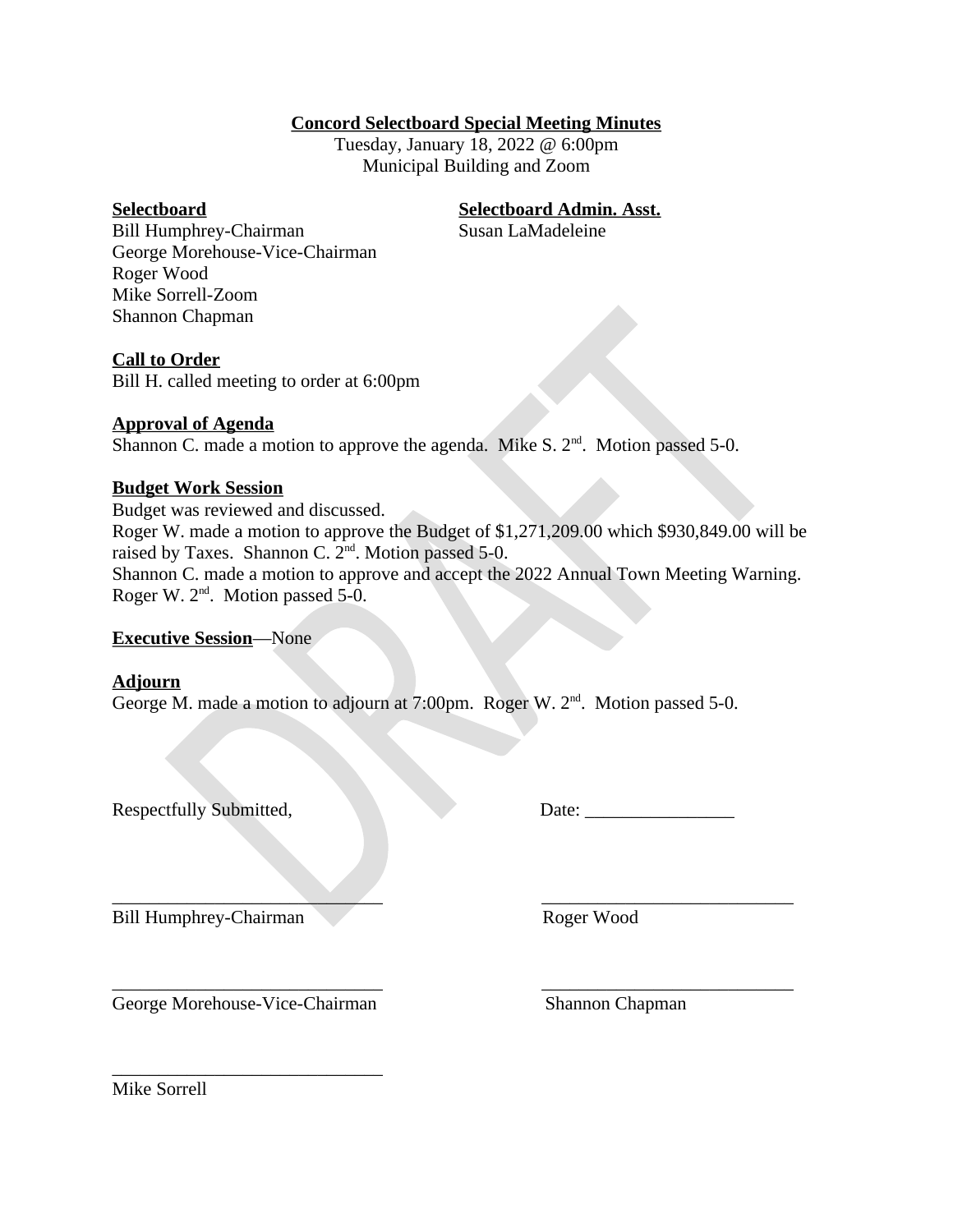**Concord Selectboard Special Meeting Minutes**

Tuesday, January 18, 2022 @ 6:00pm
Municipal Building and Zoom

**Selectboard**
Bill Humphrey-Chairman
George Morehouse-Vice-Chairman
Roger Wood
Mike Sorrell-Zoom
Shannon Chapman

**Selectboard Admin. Asst.**
Susan LaMadeleine

**Call to Order**
Bill H. called meeting to order at 6:00pm

**Approval of Agenda**
Shannon C. made a motion to approve the agenda. Mike S. 2nd. Motion passed 5-0.

**Budget Work Session**
Budget was reviewed and discussed.
Roger W. made a motion to approve the Budget of $1,271,209.00 which $930,849.00 will be raised by Taxes. Shannon C. 2nd. Motion passed 5-0.
Shannon C. made a motion to approve and accept the 2022 Annual Town Meeting Warning. Roger W. 2nd. Motion passed 5-0.

**Executive Session**—None

**Adjourn**
George M. made a motion to adjourn at 7:00pm. Roger W. 2nd. Motion passed 5-0.

Respectfully Submitted,

Date: ________________

_____________________________
Bill Humphrey-Chairman

_____________________________
Roger Wood

_____________________________
George Morehouse-Vice-Chairman

_____________________________
Shannon Chapman

_____________________________
Mike Sorrell

DRAFT